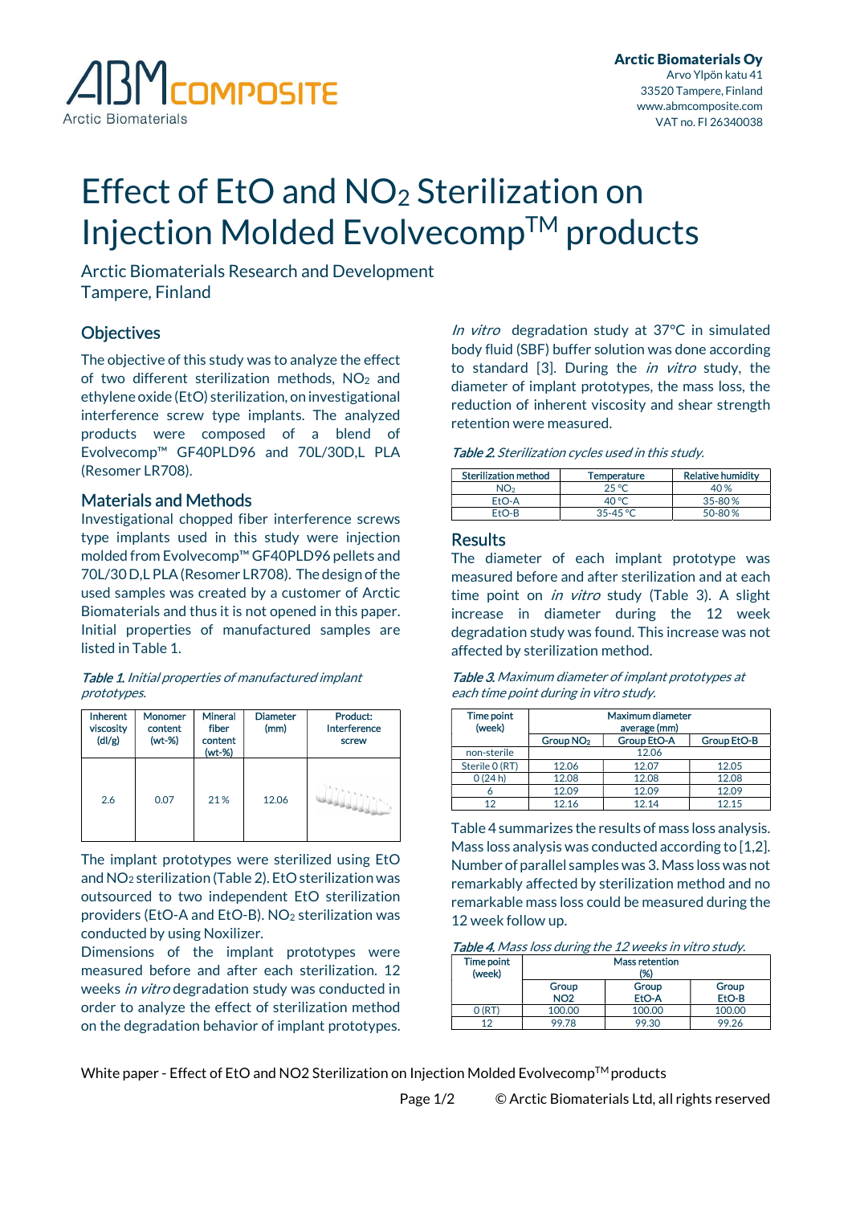Arctic Biomaterials Oy
Arvo Ylpön katu 41
33520 Tampere, Finland
www.abmcomposite.com
VAT no. FI 26340038

# Effect of EtO and $NO_2$ Sterilization on Injection Molded Evolvecomp™ products

Arctic Biomaterials Research and Development
Tampere, Finland

## Objectives

The objective of this study was to analyze the effect of two different sterilization methods, $NO_2$ and ethylene oxide (EtO) sterilization, on investigational interference screw type implants. The analyzed products were composed of a blend of Evolvecomp™ GF40PLD96 and 70L/30D,L PLA (Resomer LR708).

## Materials and Methods

Investigational chopped fiber interference screws type implants used in this study were injection molded from Evolvecomp™ GF40PLD96 pellets and 70L/30 D,L PLA (Resomer LR708). The design of the used samples was created by a customer of Arctic Biomaterials and thus it is not opened in this paper. Initial properties of manufactured samples are listed in Table 1.

*Table 1. Initial properties of manufactured implant prototypes.*

| Inherent viscosity (dl/g) | Monomer content (wt-%) | Mineral fiber content (wt-%) | Diameter (mm) | Product: Interference screw |
|---|---|---|---|---|
| 2.6 | 0.07 | 21 % | 12.06 | |

The implant prototypes were sterilized using EtO and $NO_2$ sterilization (Table 2). EtO sterilization was outsourced to two independent EtO sterilization providers (EtO-A and EtO-B). $NO_2$ sterilization was conducted by using Noxilizer.

Dimensions of the implant prototypes were measured before and after each sterilization. 12 weeks *in vitro* degradation study was conducted in order to analyze the effect of sterilization method on the degradation behavior of implant prototypes.

*In vitro* degradation study at 37°C in simulated body fluid (SBF) buffer solution was done according to standard [3]. During the *in vitro* study, the diameter of implant prototypes, the mass loss, the reduction of inherent viscosity and shear strength retention were measured.

*Table 2. Sterilization cycles used in this study.*

| Sterilization method | Temperature | Relative humidity |
|---|---|---|
| $NO_2$ | 25 °C | 40 % |
| EtO-A | 40 °C | 35-80 % |
| EtO-B | 35-45 °C | 50-80 % |

## Results

The diameter of each implant prototype was measured before and after sterilization and at each time point on *in vitro* study (Table 3). A slight increase in diameter during the 12 week degradation study was found. This increase was not affected by sterilization method.

*Table 3. Maximum diameter of implant prototypes at each time point during in vitro study.*

| Time point (week) | Maximum diameter average (mm) | | |
|---|---|---|---|
| | Group $NO_2$ | Group EtO-A | Group EtO-B |
| non-sterile | 12.06 | | |
| Sterile 0 (RT) | 12.06 | 12.07 | 12.05 |
| 0 (24 h) | 12.08 | 12.08 | 12.08 |
| 6 | 12.09 | 12.09 | 12.09 |
| 12 | 12.16 | 12.14 | 12.15 |

Table 4 summarizes the results of mass loss analysis. Mass loss analysis was conducted according to [1,2]. Number of parallel samples was 3. Mass loss was not remarkably affected by sterilization method and no remarkable mass loss could be measured during the 12 week follow up.

*Table 4. Mass loss during the 12 weeks in vitro study.*

| Time point (week) | Mass retention (%) | | |
|---|---|---|---|
| | Group NO2 | Group EtO-A | Group EtO-B |
| 0 (RT) | 100.00 | 100.00 | 100.00 |
| 12 | 99.78 | 99.30 | 99.26 |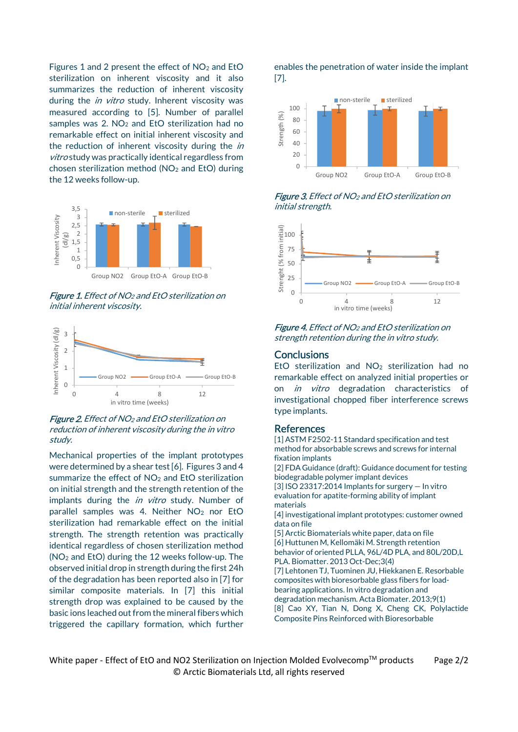Figures 1 and 2 present the effect of $NO_2$ and EtO sterilization on inherent viscosity and it also summarizes the reduction of inherent viscosity during the *in vitro* study. Inherent viscosity was measured according to [5]. Number of parallel samples was 2. $NO_2$ and EtO sterilization had no remarkable effect on initial inherent viscosity and the reduction of inherent viscosity during the *in vitro* study was practically identical regardless from chosen sterilization method ($NO_2$ and EtO) during the 12 weeks follow-up.

Inherent Viscosity (dl/g)
3,5
3
2,5
2
1,5
1
0,5
0
non-sterile
sterilized
Group NO2
Group EtO-A
Group EtO-B

*Figure 1. Effect of $NO_2$ and EtO sterilization on initial inherent viscosity.*

Inherent Viscosity (dl/g)
3
2
1
0
Group NO2
Group EtO-A
Group EtO-B
0
4
8
12
in vitro time (weeks)

*Figure 2. Effect of $NO_2$ and EtO sterilization on reduction of inherent viscosity during the in vitro study.*

Mechanical properties of the implant prototypes were determined by a shear test [6]. Figures 3 and 4 summarize the effect of $NO_2$ and EtO sterilization on initial strength and the strength retention of the implants during the *in vitro* study. Number of parallel samples was 4. Neither $NO_2$ nor EtO sterilization had remarkable effect on the initial strength. The strength retention was practically identical regardless of chosen sterilization method ($NO_2$ and EtO) during the 12 weeks follow-up. The observed initial drop in strength during the first 24h of the degradation has been reported also in [7] for similar composite materials. In [7] this initial strength drop was explained to be caused by the basic ions leached out from the mineral fibers which triggered the capillary formation, which further enables the penetration of water inside the implant [7].

Strength (%)
100
80
60
40
20
0
non-sterile
sterilized
Group NO2
Group EtO-A
Group EtO-B

*Figure 3. Effect of $NO_2$ and EtO sterilization on initial strength.*

Strenght (% from initial)
100
75
50
25
0
Group NO2
Group EtO-A
Group EtO-B
0
4
8
12
in vitro time (weeks)

*Figure 4. Effect of $NO_2$ and EtO sterilization on strength retention during the in vitro study.*

## Conclusions

EtO sterilization and $NO_2$ sterilization had no remarkable effect on analyzed initial properties or on *in vitro* degradation characteristics of investigational chopped fiber interference screws type implants.

## References

[1] ASTM F2502-11 Standard specification and test method for absorbable screws and screws for internal fixation implants

[2] FDA Guidance (draft): Guidance document for testing biodegradable polymer implant devices

[3] ISO 23317:2014 Implants for surgery — In vitro evaluation for apatite-forming ability of implant materials

[4] investigational implant prototypes: customer owned data on file

[5] Arctic Biomaterials white paper, data on file

[6] Huttunen M, Kellomäki M. Strength retention behavior of oriented PLLA, 96L/4D PLA, and 80L/20D,L PLA. Biomatter. 2013 Oct-Dec;3(4)

[7] Lehtonen TJ, Tuominen JU, Hiekkanen E. Resorbable composites with bioresorbable glass fibers for load-bearing applications. In vitro degradation and degradation mechanism. Acta Biomater. 2013;9(1)

[8] Cao XY, Tian N, Dong X, Cheng CK, Polylactide Composite Pins Reinforced with Bioresorbable